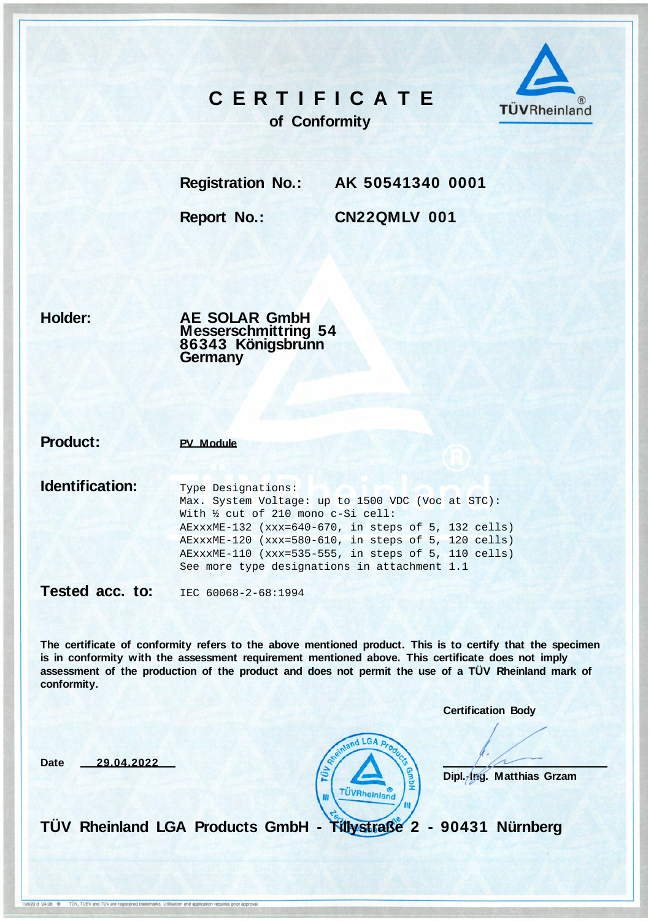# CERTIFICATE

## of Conformity

TÜVRheinland®

**Registration No.:** AK 50541340 0001

**Report No.:** CN22QMLV 001

**Holder:**

**AE SOLAR GmbH**
**Messerschmittring 54**
**86343 Königsbrunn**
**Germany**

**Product:** PV Module

**Identification:**

```
Type Designations:
Max. System Voltage: up to 1500 VDC (Voc at STC):
With ½ cut of 210 mono c-Si cell:
AExxxME-132 (xxx=640-670, in steps of 5, 132 cells)
AExxxME-120 (xxx=580-610, in steps of 5, 120 cells)
AExxxME-110 (xxx=535-555, in steps of 5, 110 cells)
See more type designations in attachment 1.1
```

**Tested acc. to:** IEC 60068-2-68:1994

**The certificate of conformity refers to the above mentioned product. This is to certify that the specimen is in conformity with the assessment requirement mentioned above. This certificate does not imply assessment of the production of the product and does not permit the use of a TÜV Rheinland mark of conformity.**

**Certification Body**

**Date** 29.04.2022

**Dipl.-Ing. Matthias Grzam**

**TÜV Rheinland LGA Products GmbH - Tillystraße 2 - 90431 Nürnberg**

10/020 d 04.08 ® TÜV, TUEV and TUV are registered trademarks. Utilisation and application requires prior approval.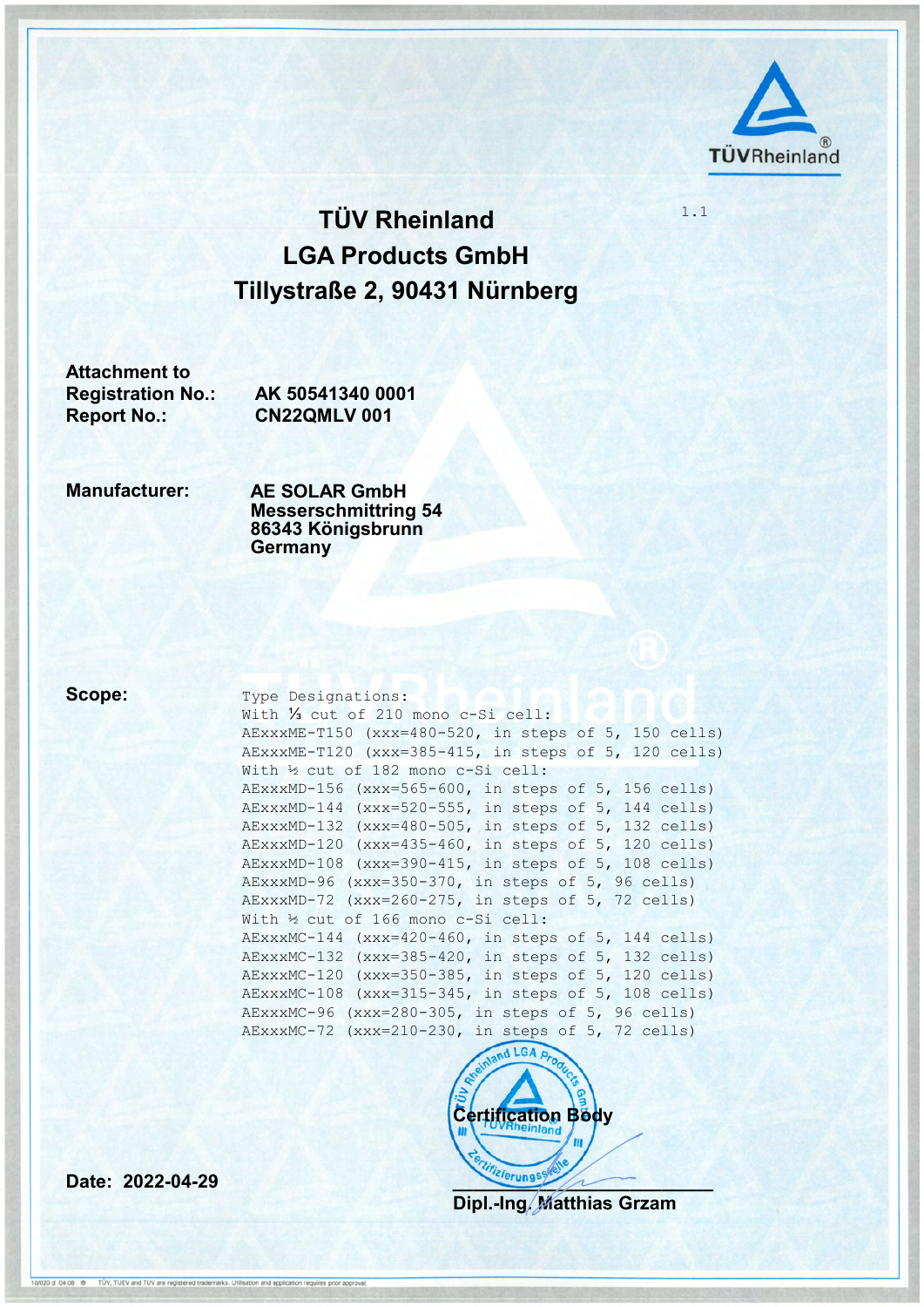TÜVRheinland®

1.1

# TÜV Rheinland
# LGA Products GmbH
# Tillystraße 2, 90431 Nürnberg

**Attachment to**
**Registration No.:** **AK 50541340 0001**
**Report No.:** **CN22QMLV 001**

**Manufacturer:** **AE SOLAR GmbH**
**Messerschmittring 54**
**86343 Königsbrunn**
**Germany**

**Scope:**

```
Type Designations:
With ⅓ cut of 210 mono c-Si cell:
AExxxME-T150 (xxx=480-520, in steps of 5, 150 cells)
AExxxME-T120 (xxx=385-415, in steps of 5, 120 cells)
With ½ cut of 182 mono c-Si cell:
AExxxMD-156 (xxx=565-600, in steps of 5, 156 cells)
AExxxMD-144 (xxx=520-555, in steps of 5, 144 cells)
AExxxMD-132 (xxx=480-505, in steps of 5, 132 cells)
AExxxMD-120 (xxx=435-460, in steps of 5, 120 cells)
AExxxMD-108 (xxx=390-415, in steps of 5, 108 cells)
AExxxMD-96 (xxx=350-370, in steps of 5, 96 cells)
AExxxMD-72 (xxx=260-275, in steps of 5, 72 cells)
With ½ cut of 166 mono c-Si cell:
AExxxMC-144 (xxx=420-460, in steps of 5, 144 cells)
AExxxMC-132 (xxx=385-420, in steps of 5, 132 cells)
AExxxMC-120 (xxx=350-385, in steps of 5, 120 cells)
AExxxMC-108 (xxx=315-345, in steps of 5, 108 cells)
AExxxMC-96 (xxx=280-305, in steps of 5, 96 cells)
AExxxMC-72 (xxx=210-230, in steps of 5, 72 cells)
```

**Certification Body**

**Date: 2022-04-29**

**Dipl.-Ing. Matthias Grzam**

10/020 d 04.08 ® TÜV, TUEV and TUV are registered trademarks. Utilisation and application requires prior approval.